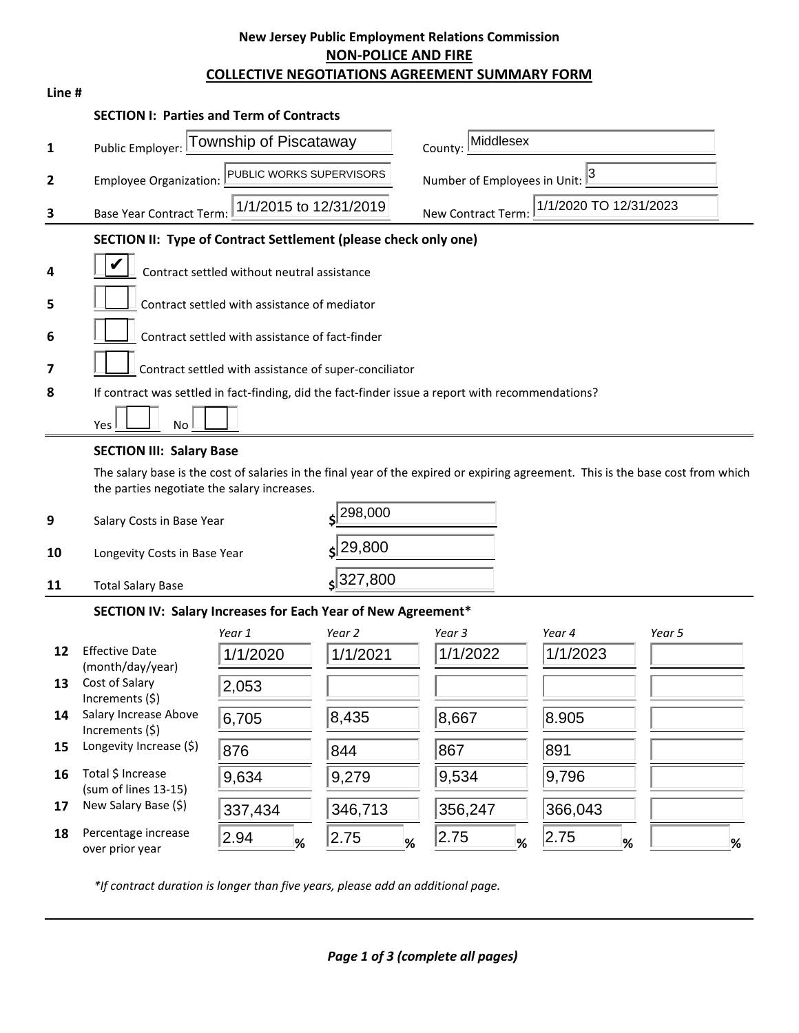# New Jersey Public Employment Relations Commission
## NON-POLICE AND FIRE
## COLLECTIVE NEGOTIATIONS AGREEMENT SUMMARY FORM

**Line #**

### SECTION I: Parties and Term of Contracts

| Line # | Field | Value | Field | Value |
|---|---|---|---|---|
| 1 | Public Employer: | Township of Piscataway | County: | Middlesex |
| 2 | Employee Organization: | PUBLIC WORKS SUPERVISORS | Number of Employees in Unit: | 3 |
| 3 | Base Year Contract Term: | 1/1/2015 to 12/31/2019 | New Contract Term: | 1/1/2020 TO 12/31/2023 |

### SECTION II: Type of Contract Settlement (please check only one)

4 ☑ Contract settled without neutral assistance

5 ☐ Contract settled with assistance of mediator

6 ☐ Contract settled with assistance of fact-finder

7 ☐ Contract settled with assistance of super-conciliator

8 If contract was settled in fact-finding, did the fact-finder issue a report with recommendations?

Yes ☐ No ☐

### SECTION III: Salary Base

The salary base is the cost of salaries in the final year of the expired or expiring agreement. This is the base cost from which the parties negotiate the salary increases.

| Line # | Item | Amount |
|---|---|---|
| 9 | Salary Costs in Base Year | $ 298,000 |
| 10 | Longevity Costs in Base Year | $ 29,800 |
| 11 | Total Salary Base | $ 327,800 |

### SECTION IV: Salary Increases for Each Year of New Agreement*

| Line # | | Year 1 | Year 2 | Year 3 | Year 4 | Year 5 |
|---|---|---|---|---|---|---|
| 12 | Effective Date (month/day/year) | 1/1/2020 | 1/1/2021 | 1/1/2022 | 1/1/2023 | |
| 13 | Cost of Salary Increments ($) | 2,053 | | | | |
| 14 | Salary Increase Above Increments ($) | 6,705 | 8,435 | 8,667 | 8.905 | |
| 15 | Longevity Increase ($) | 876 | 844 | 867 | 891 | |
| 16 | Total $ Increase (sum of lines 13-15) | 9,634 | 9,279 | 9,534 | 9,796 | |
| 17 | New Salary Base ($) | 337,434 | 346,713 | 356,247 | 366,043 | |
| 18 | Percentage increase over prior year | 2.94 % | 2.75 % | 2.75 % | 2.75 % | % |

*\*If contract duration is longer than five years, please add an additional page.*

***Page 1 of 3 (complete all pages)***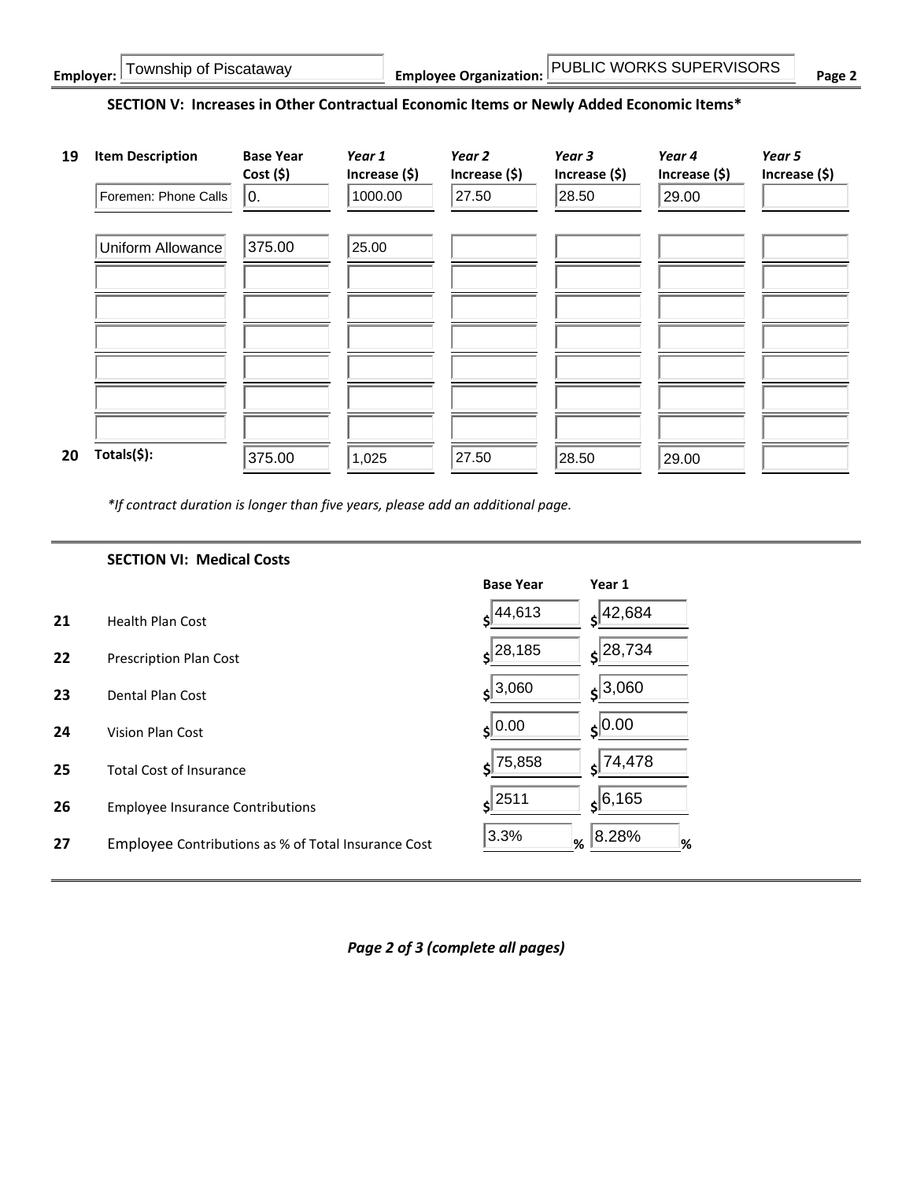**Employer:** Township of Piscataway **Employee Organization:** PUBLIC WORKS SUPERVISORS **Page 2**

## SECTION V: Increases in Other Contractual Economic Items or Newly Added Economic Items*

| 19 | Item Description | Base Year Cost ($) | *Year 1* Increase ($) | *Year 2* Increase ($) | *Year 3* Increase ($) | *Year 4* Increase ($) | *Year 5* Increase ($) |
|---|---|---|---|---|---|---|---|
| | Foremen: Phone Calls | 0. | 1000.00 | 27.50 | 28.50 | 29.00 | |
| | Uniform Allowance | 375.00 | 25.00 | | | | |
| | | | | | | | |
| | | | | | | | |
| | | | | | | | |
| | | | | | | | |
| | | | | | | | |
| | | | | | | | |
| **20** | **Totals($):** | 375.00 | 1,025 | 27.50 | 28.50 | 29.00 | |

*\*If contract duration is longer than five years, please add an additional page.*

## SECTION VI: Medical Costs

| | | Base Year | Year 1 |
|---|---|---|---|
| **21** | Health Plan Cost | $ 44,613 | $ 42,684 |
| **22** | Prescription Plan Cost | $ 28,185 | $ 28,734 |
| **23** | Dental Plan Cost | $ 3,060 | $ 3,060 |
| **24** | Vision Plan Cost | $ 0.00 | $ 0.00 |
| **25** | Total Cost of Insurance | $ 75,858 | $ 74,478 |
| **26** | Employee Insurance Contributions | $ 2511 | $ 6,165 |
| **27** | Employee Contributions as % of Total Insurance Cost | 3.3% % | 8.28% % |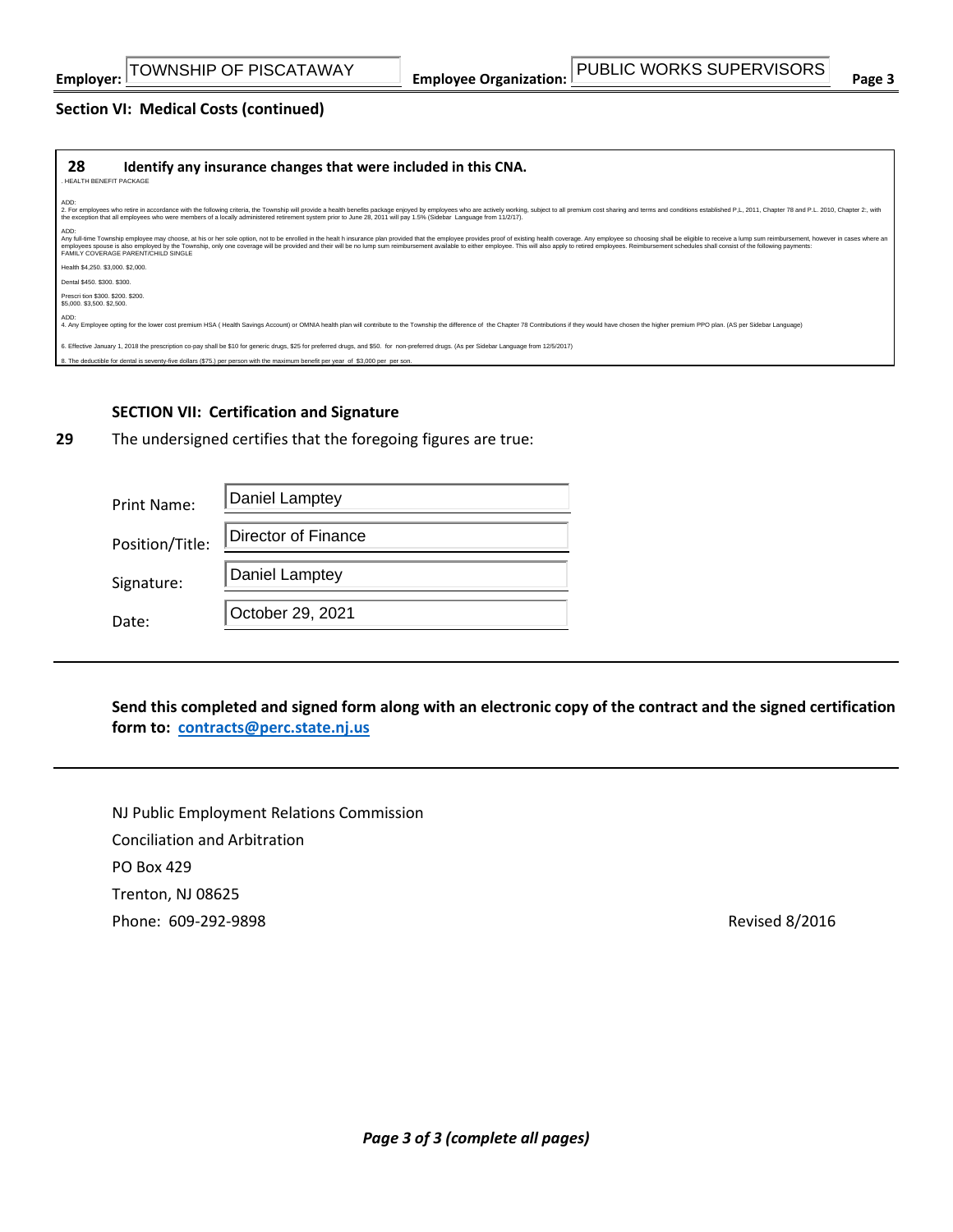**Employer:** TOWNSHIP OF PISCATAWAY **Employee Organization:** PUBLIC WORKS SUPERVISORS

**Section VI: Medical Costs (continued)**

**28 Identify any insurance changes that were included in this CNA.**

. HEALTH BENEFIT PACKAGE

ADD:
2. For employees who retire in accordance with the following criteria, the Township will provide a health benefits package enjoyed by employees who are actively working, subject to all premium cost sharing and terms and conditions established P.L, 2011, Chapter 78 and P.L. 2010, Chapter 2:, with the exception that all employees who were members of a locally administered retirement system prior to June 28, 2011 will pay 1.5% (Sidebar Language from 11/2/17).

ADD:
Any full-time Township employee may choose, at his or her sole option, not to be enrolled in the healt h insurance plan provided that the employee provides proof of existing health coverage. Any employee so choosing shall be eligible to receive a lump sum reimbursement, however in cases where an employees spouse is also employed by the Township, only one coverage will be provided and their will be no lump sum reimbursement available to either employee. This will also apply to retired employees. Reimbursement schedules shall consist of the following payments:
FAMILY COVERAGE PARENT/CHILD SINGLE

Health $4,250. $3,000. $2,000.

Dental $450. $300. $300.

Prescri tion $300. $200. $200.
$5,000. $3,500. $2,500.

ADD:
4. Any Employee opting for the lower cost premium HSA ( Health Savings Account) or OMNIA health plan will contribute to the Township the difference of the Chapter 78 Contributions if they would have chosen the higher premium PPO plan. (AS per Sidebar Language)

6. Effective January 1, 2018 the prescription co-pay shall be $10 for generic drugs, $25 for preferred drugs, and $50. for non-preferred drugs. (As per Sidebar Language from 12/5/2017)

8. The deductible for dental is seventy-five dollars ($75.) per person with the maximum benefit per year of $3,000 per per son.

### SECTION VII: Certification and Signature

**29** The undersigned certifies that the foregoing figures are true:

| | |
|---|---|
| Print Name: | Daniel Lamptey |
| Position/Title: | Director of Finance |
| Signature: | Daniel Lamptey |
| Date: | October 29, 2021 |

**Send this completed and signed form along with an electronic copy of the contract and the signed certification form to: contracts@perc.state.nj.us**

NJ Public Employment Relations Commission
Conciliation and Arbitration
PO Box 429
Trenton, NJ 08625
Phone: 609-292-9898

Revised 8/2016